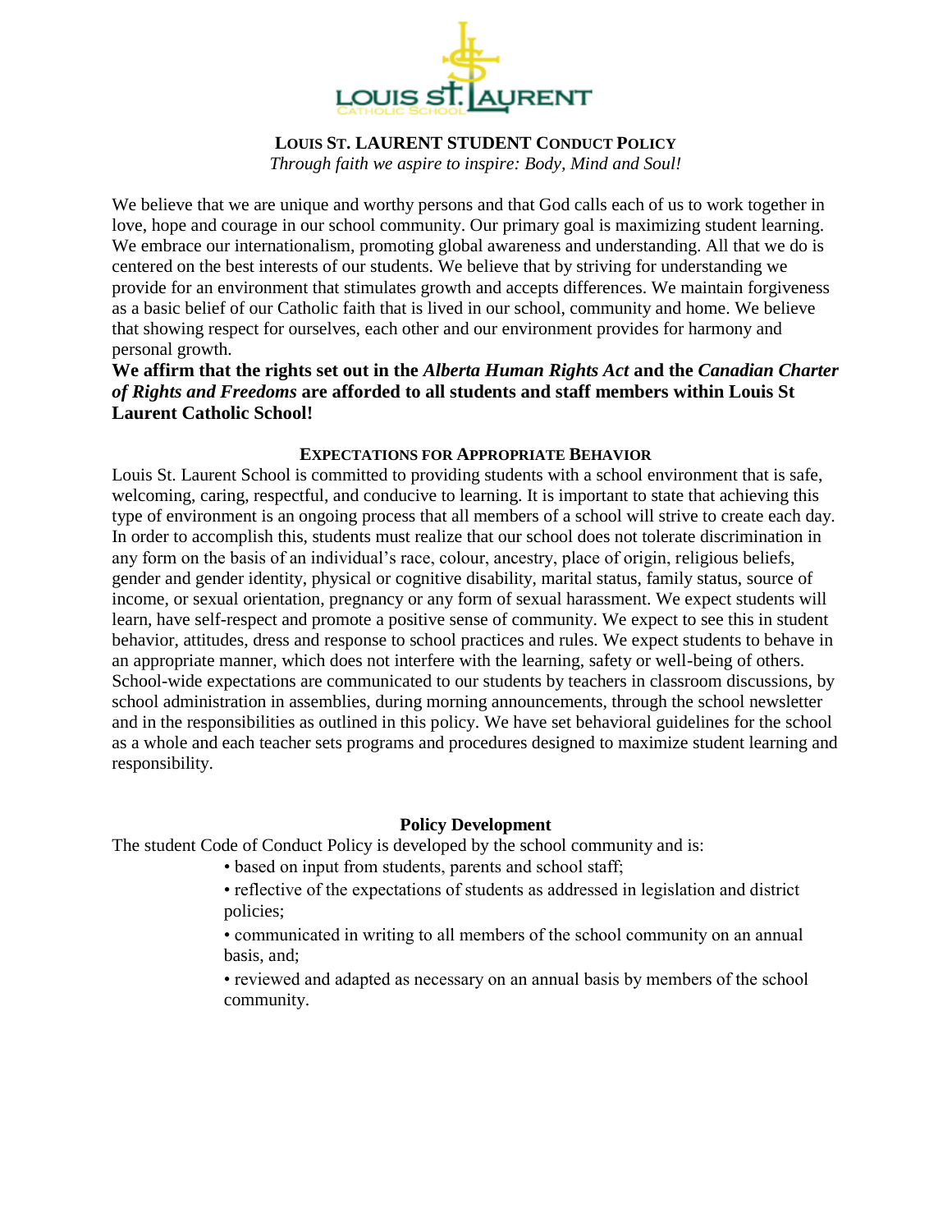# LOUIS ST. LAURENT STUDENT CONDUCT POLICY

*Through faith we aspire to inspire: Body, Mind and Soul!*

We believe that we are unique and worthy persons and that God calls each of us to work together in love, hope and courage in our school community. Our primary goal is maximizing student learning. We embrace our internationalism, promoting global awareness and understanding. All that we do is centered on the best interests of our students. We believe that by striving for understanding we provide for an environment that stimulates growth and accepts differences. We maintain forgiveness as a basic belief of our Catholic faith that is lived in our school, community and home. We believe that showing respect for ourselves, each other and our environment provides for harmony and personal growth.

**We affirm that the rights set out in the *Alberta Human Rights Act* and the *Canadian Charter of Rights and Freedoms* are afforded to all students and staff members within Louis St Laurent Catholic School!**

## EXPECTATIONS FOR APPROPRIATE BEHAVIOR

Louis St. Laurent School is committed to providing students with a school environment that is safe, welcoming, caring, respectful, and conducive to learning. It is important to state that achieving this type of environment is an ongoing process that all members of a school will strive to create each day. In order to accomplish this, students must realize that our school does not tolerate discrimination in any form on the basis of an individual's race, colour, ancestry, place of origin, religious beliefs, gender and gender identity, physical or cognitive disability, marital status, family status, source of income, or sexual orientation, pregnancy or any form of sexual harassment. We expect students will learn, have self-respect and promote a positive sense of community. We expect to see this in student behavior, attitudes, dress and response to school practices and rules. We expect students to behave in an appropriate manner, which does not interfere with the learning, safety or well-being of others. School-wide expectations are communicated to our students by teachers in classroom discussions, by school administration in assemblies, during morning announcements, through the school newsletter and in the responsibilities as outlined in this policy. We have set behavioral guidelines for the school as a whole and each teacher sets programs and procedures designed to maximize student learning and responsibility.

## Policy Development

The student Code of Conduct Policy is developed by the school community and is:

- based on input from students, parents and school staff;
- reflective of the expectations of students as addressed in legislation and district policies;
- communicated in writing to all members of the school community on an annual basis, and;
- reviewed and adapted as necessary on an annual basis by members of the school community.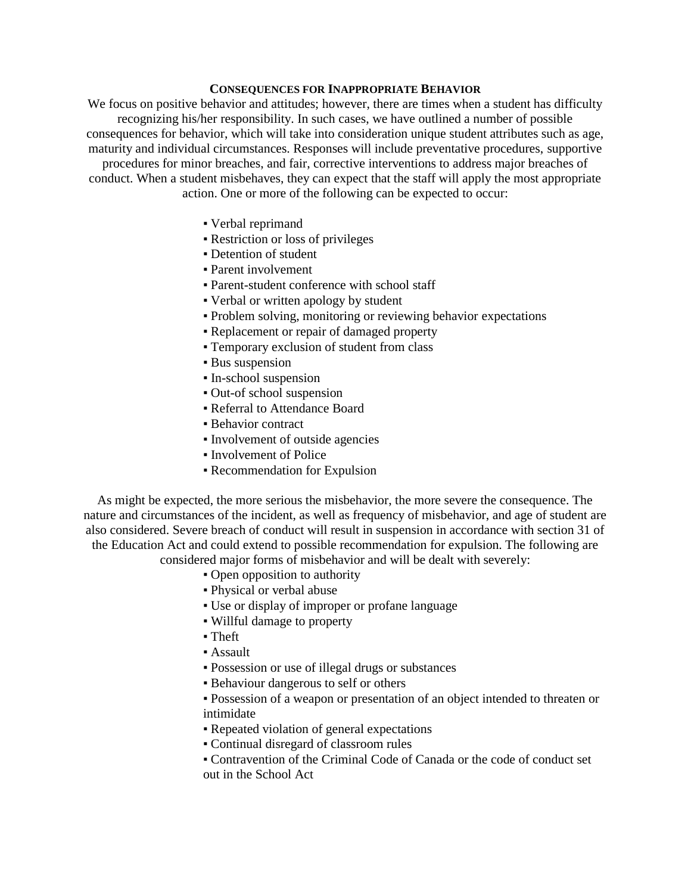## Consequences for Inappropriate Behavior

We focus on positive behavior and attitudes; however, there are times when a student has difficulty recognizing his/her responsibility. In such cases, we have outlined a number of possible consequences for behavior, which will take into consideration unique student attributes such as age, maturity and individual circumstances. Responses will include preventative procedures, supportive procedures for minor breaches, and fair, corrective interventions to address major breaches of conduct. When a student misbehaves, they can expect that the staff will apply the most appropriate action. One or more of the following can be expected to occur:

- Verbal reprimand
- Restriction or loss of privileges
- Detention of student
- Parent involvement
- Parent-student conference with school staff
- Verbal or written apology by student
- Problem solving, monitoring or reviewing behavior expectations
- Replacement or repair of damaged property
- Temporary exclusion of student from class
- Bus suspension
- In-school suspension
- Out-of school suspension
- Referral to Attendance Board
- Behavior contract
- Involvement of outside agencies
- Involvement of Police
- Recommendation for Expulsion

As might be expected, the more serious the misbehavior, the more severe the consequence. The nature and circumstances of the incident, as well as frequency of misbehavior, and age of student are also considered. Severe breach of conduct will result in suspension in accordance with section 31 of the Education Act and could extend to possible recommendation for expulsion. The following are considered major forms of misbehavior and will be dealt with severely:

- Open opposition to authority
- Physical or verbal abuse
- Use or display of improper or profane language
- Willful damage to property
- Theft
- Assault
- Possession or use of illegal drugs or substances
- Behaviour dangerous to self or others
- Possession of a weapon or presentation of an object intended to threaten or intimidate
- Repeated violation of general expectations
- Continual disregard of classroom rules
- Contravention of the Criminal Code of Canada or the code of conduct set out in the School Act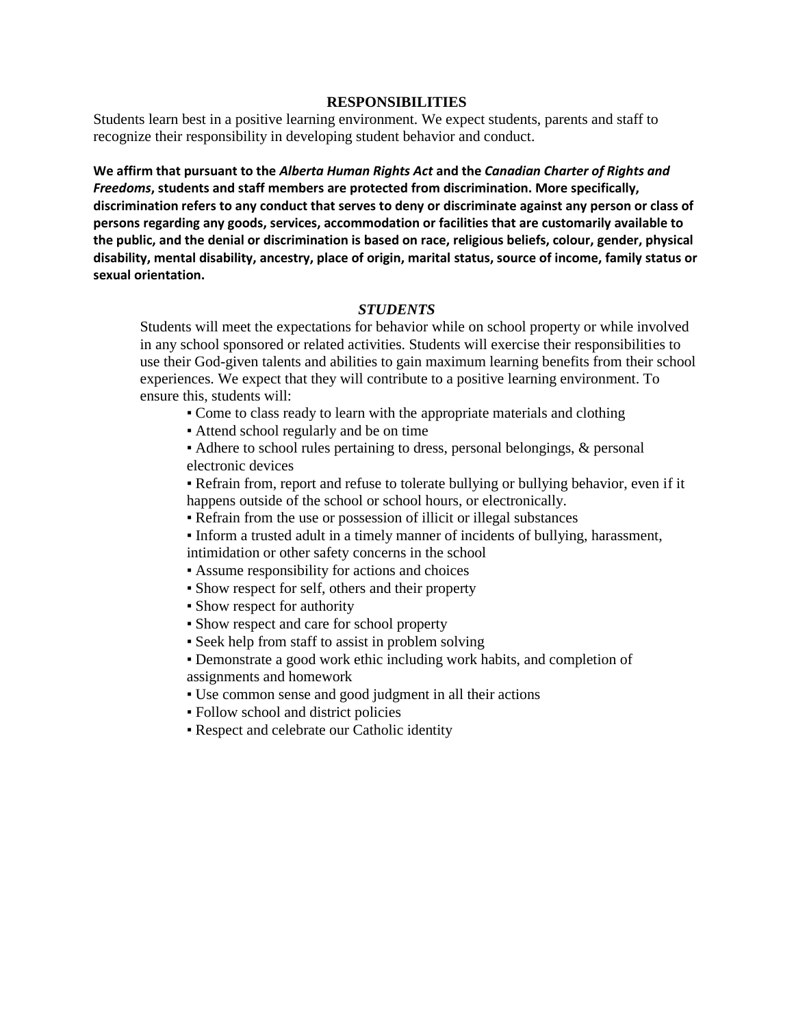## RESPONSIBILITIES

Students learn best in a positive learning environment. We expect students, parents and staff to recognize their responsibility in developing student behavior and conduct.

**We affirm that pursuant to the *Alberta Human Rights Act* and the *Canadian Charter of Rights and Freedoms*, students and staff members are protected from discrimination. More specifically, discrimination refers to any conduct that serves to deny or discriminate against any person or class of persons regarding any goods, services, accommodation or facilities that are customarily available to the public, and the denial or discrimination is based on race, religious beliefs, colour, gender, physical disability, mental disability, ancestry, place of origin, marital status, source of income, family status or sexual orientation.**

### *STUDENTS*

Students will meet the expectations for behavior while on school property or while involved in any school sponsored or related activities. Students will exercise their responsibilities to use their God-given talents and abilities to gain maximum learning benefits from their school experiences. We expect that they will contribute to a positive learning environment. To ensure this, students will:

- Come to class ready to learn with the appropriate materials and clothing
- Attend school regularly and be on time
- Adhere to school rules pertaining to dress, personal belongings, & personal electronic devices
- Refrain from, report and refuse to tolerate bullying or bullying behavior, even if it happens outside of the school or school hours, or electronically.
- Refrain from the use or possession of illicit or illegal substances
- Inform a trusted adult in a timely manner of incidents of bullying, harassment, intimidation or other safety concerns in the school
- Assume responsibility for actions and choices
- Show respect for self, others and their property
- Show respect for authority
- Show respect and care for school property
- Seek help from staff to assist in problem solving
- Demonstrate a good work ethic including work habits, and completion of assignments and homework
- Use common sense and good judgment in all their actions
- Follow school and district policies
- Respect and celebrate our Catholic identity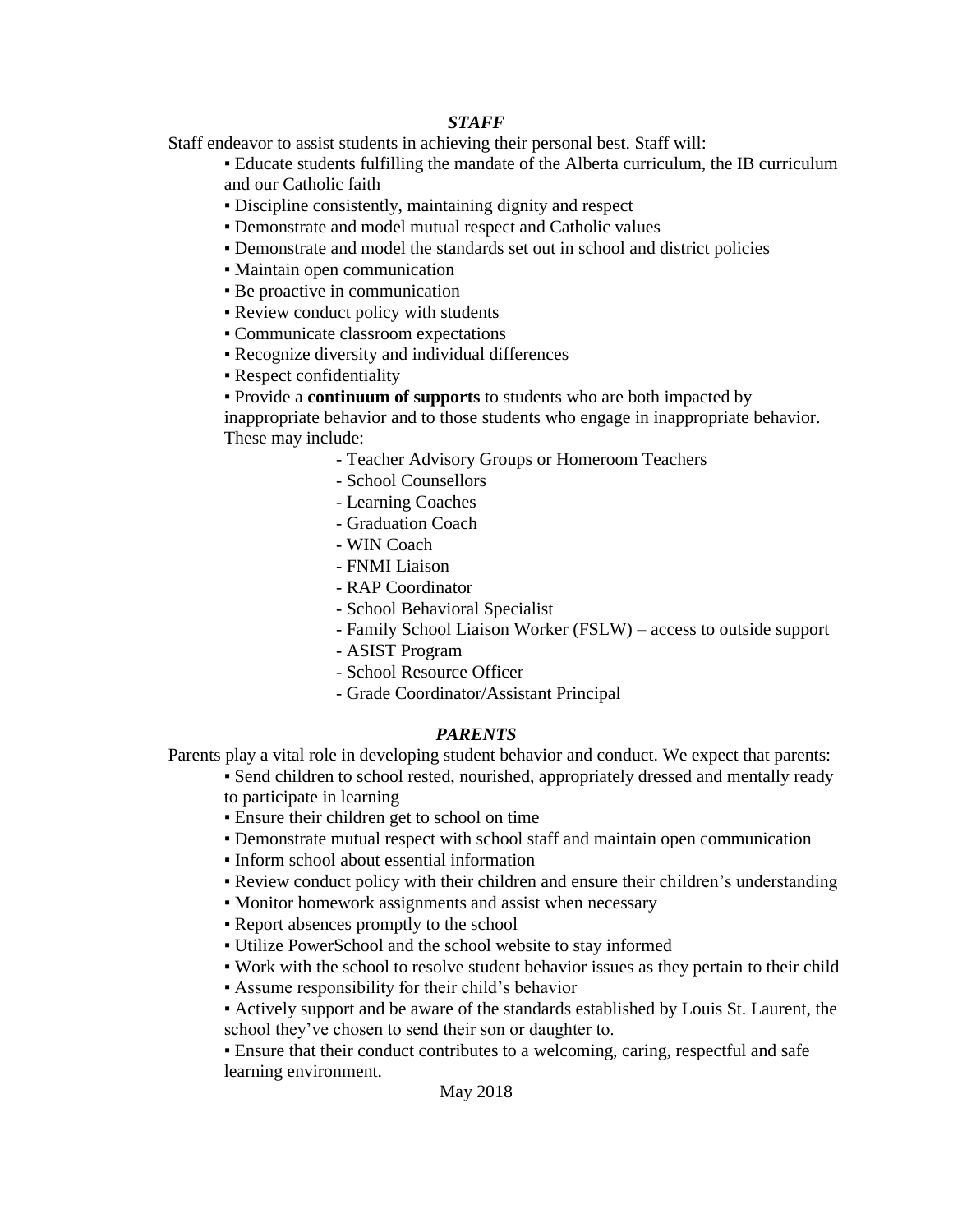### *STAFF*

Staff endeavor to assist students in achieving their personal best. Staff will:

- Educate students fulfilling the mandate of the Alberta curriculum, the IB curriculum and our Catholic faith
- Discipline consistently, maintaining dignity and respect
- Demonstrate and model mutual respect and Catholic values
- Demonstrate and model the standards set out in school and district policies
- Maintain open communication
- Be proactive in communication
- Review conduct policy with students
- Communicate classroom expectations
- Recognize diversity and individual differences
- Respect confidentiality
- Provide a **continuum of supports** to students who are both impacted by inappropriate behavior and to those students who engage in inappropriate behavior. These may include:
    - Teacher Advisory Groups or Homeroom Teachers
    - School Counsellors
    - Learning Coaches
    - Graduation Coach
    - WIN Coach
    - FNMI Liaison
    - RAP Coordinator
    - School Behavioral Specialist
    - Family School Liaison Worker (FSLW) – access to outside support
    - ASIST Program
    - School Resource Officer
    - Grade Coordinator/Assistant Principal

### *PARENTS*

Parents play a vital role in developing student behavior and conduct. We expect that parents:

- Send children to school rested, nourished, appropriately dressed and mentally ready to participate in learning
- Ensure their children get to school on time
- Demonstrate mutual respect with school staff and maintain open communication
- Inform school about essential information
- Review conduct policy with their children and ensure their children's understanding
- Monitor homework assignments and assist when necessary
- Report absences promptly to the school
- Utilize PowerSchool and the school website to stay informed
- Work with the school to resolve student behavior issues as they pertain to their child
- Assume responsibility for their child's behavior
- Actively support and be aware of the standards established by Louis St. Laurent, the school they've chosen to send their son or daughter to.
- Ensure that their conduct contributes to a welcoming, caring, respectful and safe learning environment.

May 2018